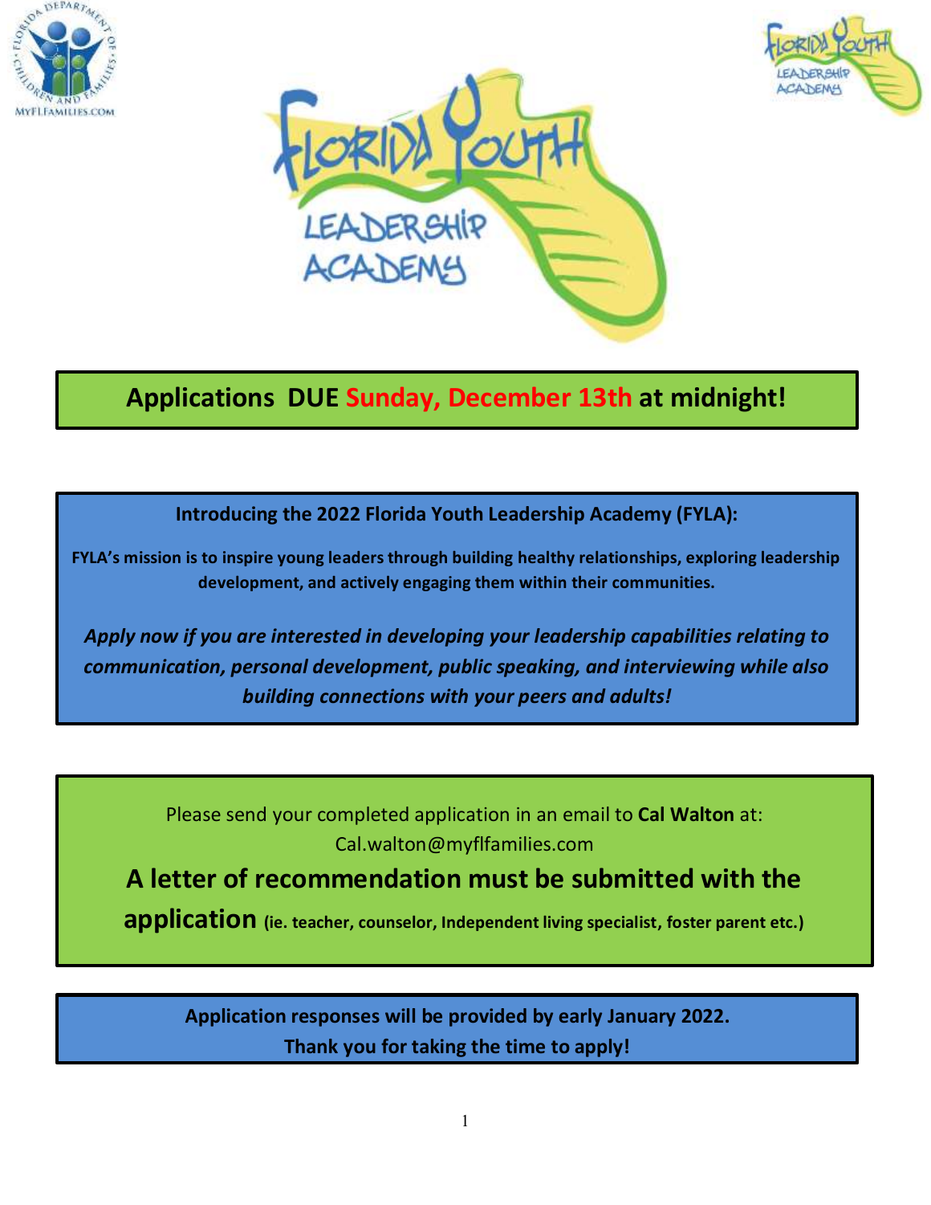**Applications DUE Sunday, December 13th at midnight!**

**Introducing the 2022 Florida Youth Leadership Academy (FYLA):**

**FYLA's mission is to inspire young leaders through building healthy relationships, exploring leadership development, and actively engaging them within their communities.**

***Apply now if you are interested in developing your leadership capabilities relating to communication, personal development, public speaking, and interviewing while also building connections with your peers and adults!***

Please send your completed application in an email to **Cal Walton** at: Cal.walton@myflfamilies.com

**A letter of recommendation must be submitted with the application** **(ie. teacher, counselor, Independent living specialist, foster parent etc.)**

**Application responses will be provided by early January 2022.**
**Thank you for taking the time to apply!**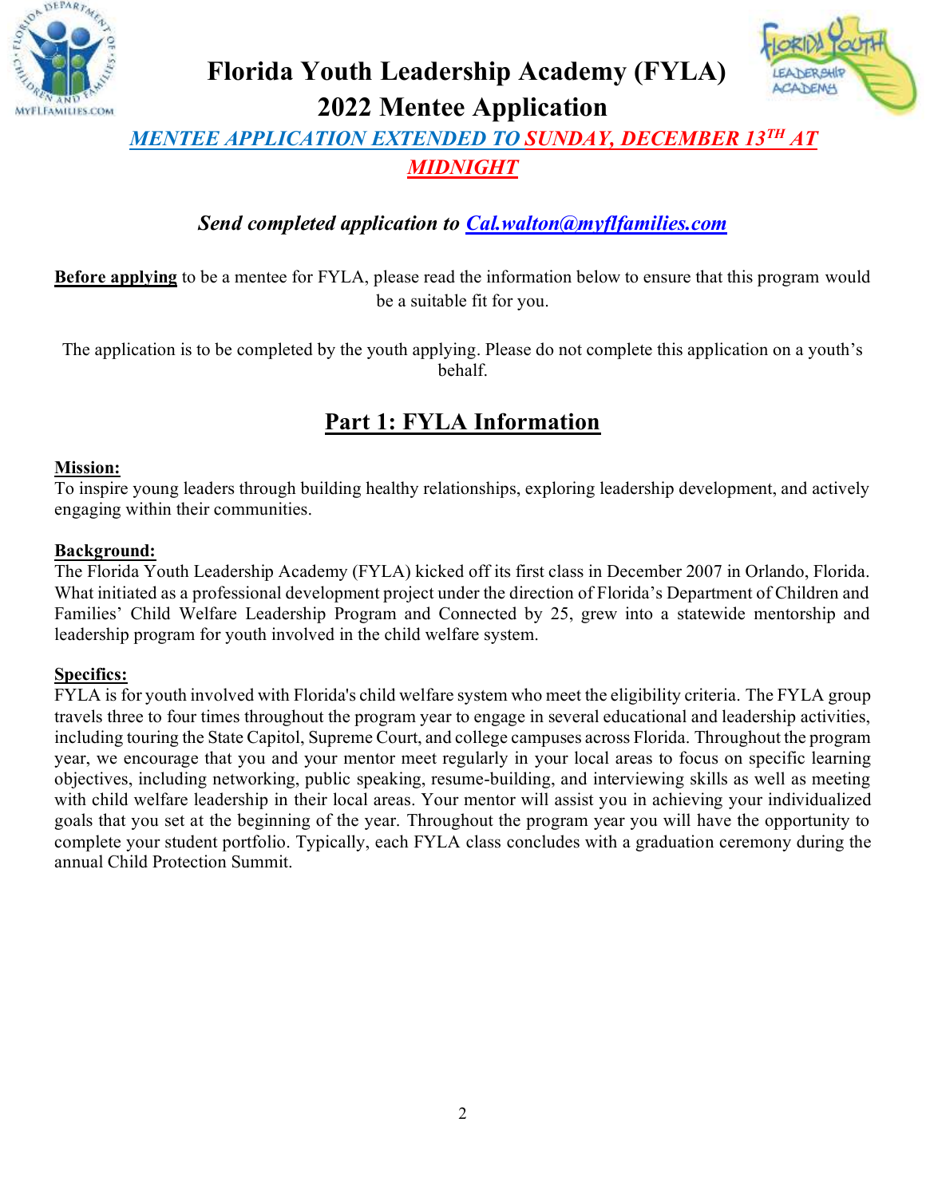# Florida Youth Leadership Academy (FYLA) 2022 Mentee Application

***MENTEE APPLICATION EXTENDED TO SUNDAY, DECEMBER 13TH AT MIDNIGHT***

***Send completed application to Cal.walton@myflfamilies.com***

**Before applying** to be a mentee for FYLA, please read the information below to ensure that this program would be a suitable fit for you.

The application is to be completed by the youth applying. Please do not complete this application on a youth's behalf.

## Part 1: FYLA Information

**Mission:**
To inspire young leaders through building healthy relationships, exploring leadership development, and actively engaging within their communities.

**Background:**
The Florida Youth Leadership Academy (FYLA) kicked off its first class in December 2007 in Orlando, Florida. What initiated as a professional development project under the direction of Florida's Department of Children and Families' Child Welfare Leadership Program and Connected by 25, grew into a statewide mentorship and leadership program for youth involved in the child welfare system.

**Specifics:**
FYLA is for youth involved with Florida's child welfare system who meet the eligibility criteria. The FYLA group travels three to four times throughout the program year to engage in several educational and leadership activities, including touring the State Capitol, Supreme Court, and college campuses across Florida. Throughout the program year, we encourage that you and your mentor meet regularly in your local areas to focus on specific learning objectives, including networking, public speaking, resume-building, and interviewing skills as well as meeting with child welfare leadership in their local areas. Your mentor will assist you in achieving your individualized goals that you set at the beginning of the year. Throughout the program year you will have the opportunity to complete your student portfolio. Typically, each FYLA class concludes with a graduation ceremony during the annual Child Protection Summit.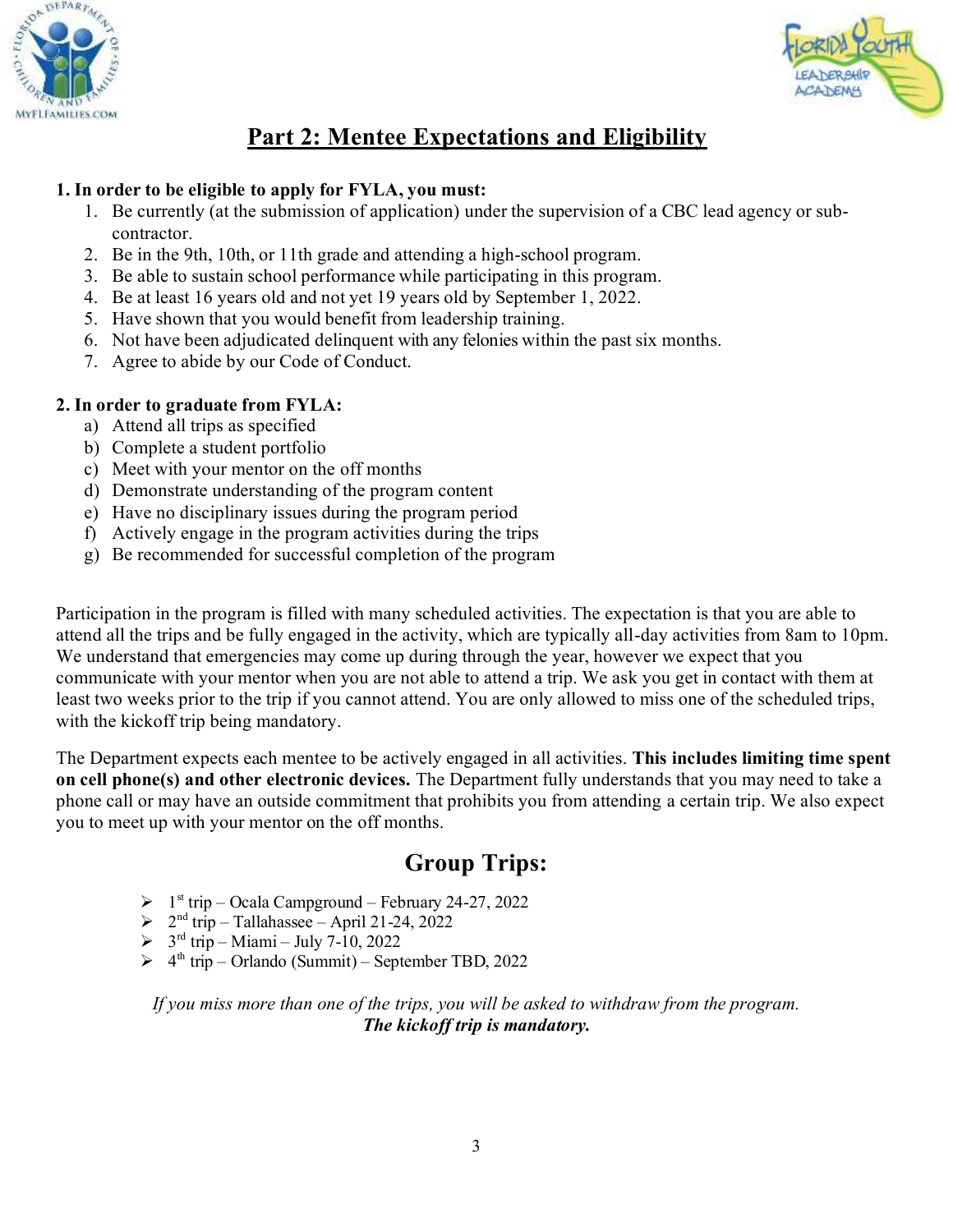## Part 2: Mentee Expectations and Eligibility

**1. In order to be eligible to apply for FYLA, you must:**

1. Be currently (at the submission of application) under the supervision of a CBC lead agency or sub-contractor.
2. Be in the 9th, 10th, or 11th grade and attending a high-school program.
3. Be able to sustain school performance while participating in this program.
4. Be at least 16 years old and not yet 19 years old by September 1, 2022.
5. Have shown that you would benefit from leadership training.
6. Not have been adjudicated delinquent with any felonies within the past six months.
7. Agree to abide by our Code of Conduct.

**2. In order to graduate from FYLA:**

a) Attend all trips as specified
b) Complete a student portfolio
c) Meet with your mentor on the off months
d) Demonstrate understanding of the program content
e) Have no disciplinary issues during the program period
f) Actively engage in the program activities during the trips
g) Be recommended for successful completion of the program

Participation in the program is filled with many scheduled activities. The expectation is that you are able to attend all the trips and be fully engaged in the activity, which are typically all-day activities from 8am to 10pm. We understand that emergencies may come up during through the year, however we expect that you communicate with your mentor when you are not able to attend a trip. We ask you get in contact with them at least two weeks prior to the trip if you cannot attend. You are only allowed to miss one of the scheduled trips, with the kickoff trip being mandatory.

The Department expects each mentee to be actively engaged in all activities. **This includes limiting time spent on cell phone(s) and other electronic devices.** The Department fully understands that you may need to take a phone call or may have an outside commitment that prohibits you from attending a certain trip. We also expect you to meet up with your mentor on the off months.

## Group Trips:

- 1st trip – Ocala Campground – February 24-27, 2022
- 2nd trip – Tallahassee – April 21-24, 2022
- 3rd trip – Miami – July 7-10, 2022
- 4th trip – Orlando (Summit) – September TBD, 2022

*If you miss more than one of the trips, you will be asked to withdraw from the program.*
***The kickoff trip is mandatory.***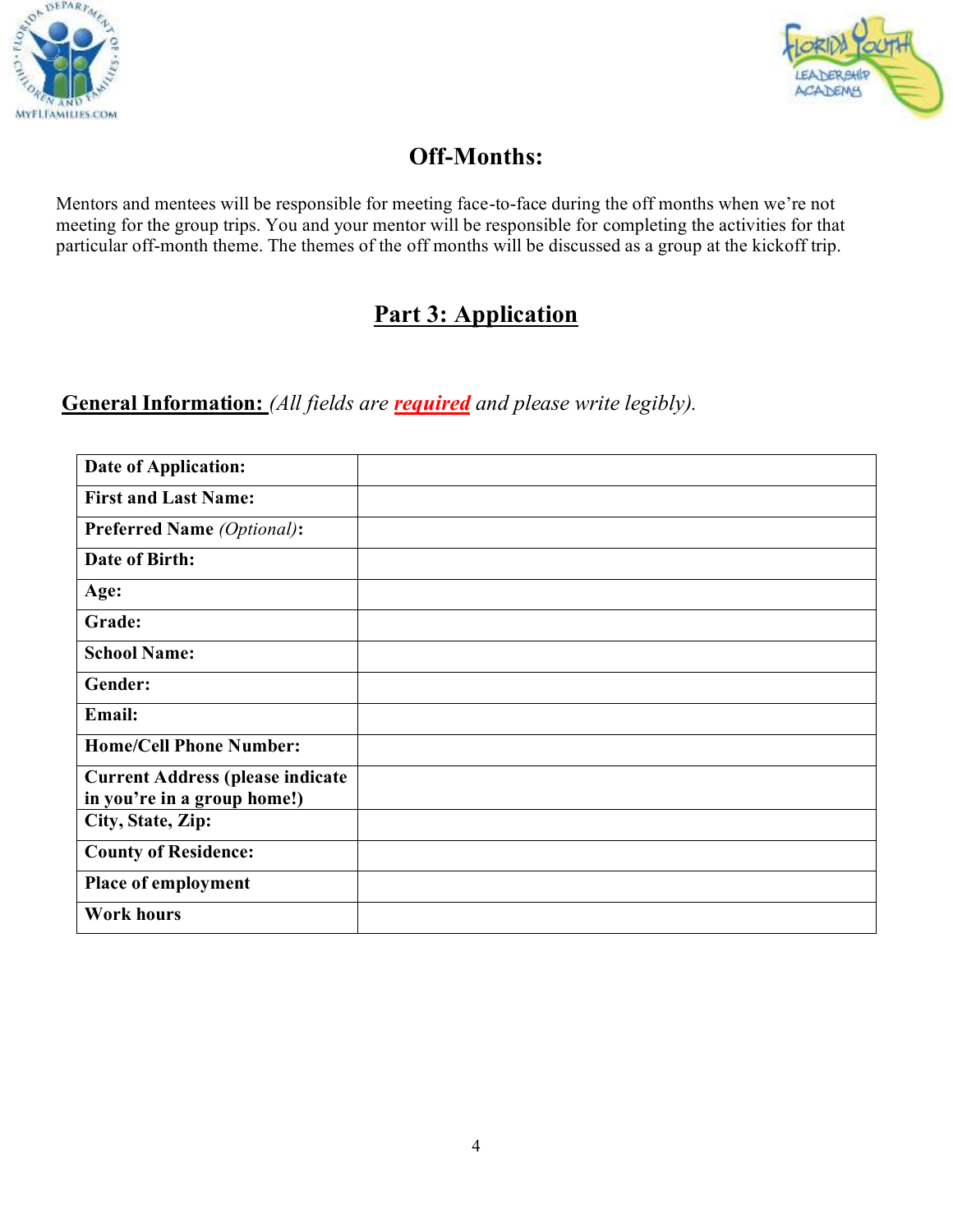## Off-Months:

Mentors and mentees will be responsible for meeting face-to-face during the off months when we're not meeting for the group trips. You and your mentor will be responsible for completing the activities for that particular off-month theme. The themes of the off months will be discussed as a group at the kickoff trip.

# Part 3: Application

**General Information:** *(All fields are **required** and please write legibly).*

| | |
|---|---|
| **Date of Application:** | |
| **First and Last Name:** | |
| **Preferred Name** *(Optional)***:** | |
| **Date of Birth:** | |
| **Age:** | |
| **Grade:** | |
| **School Name:** | |
| **Gender:** | |
| **Email:** | |
| **Home/Cell Phone Number:** | |
| **Current Address (please indicate in you're in a group home!)** | |
| **City, State, Zip:** | |
| **County of Residence:** | |
| **Place of employment** | |
| **Work hours** | |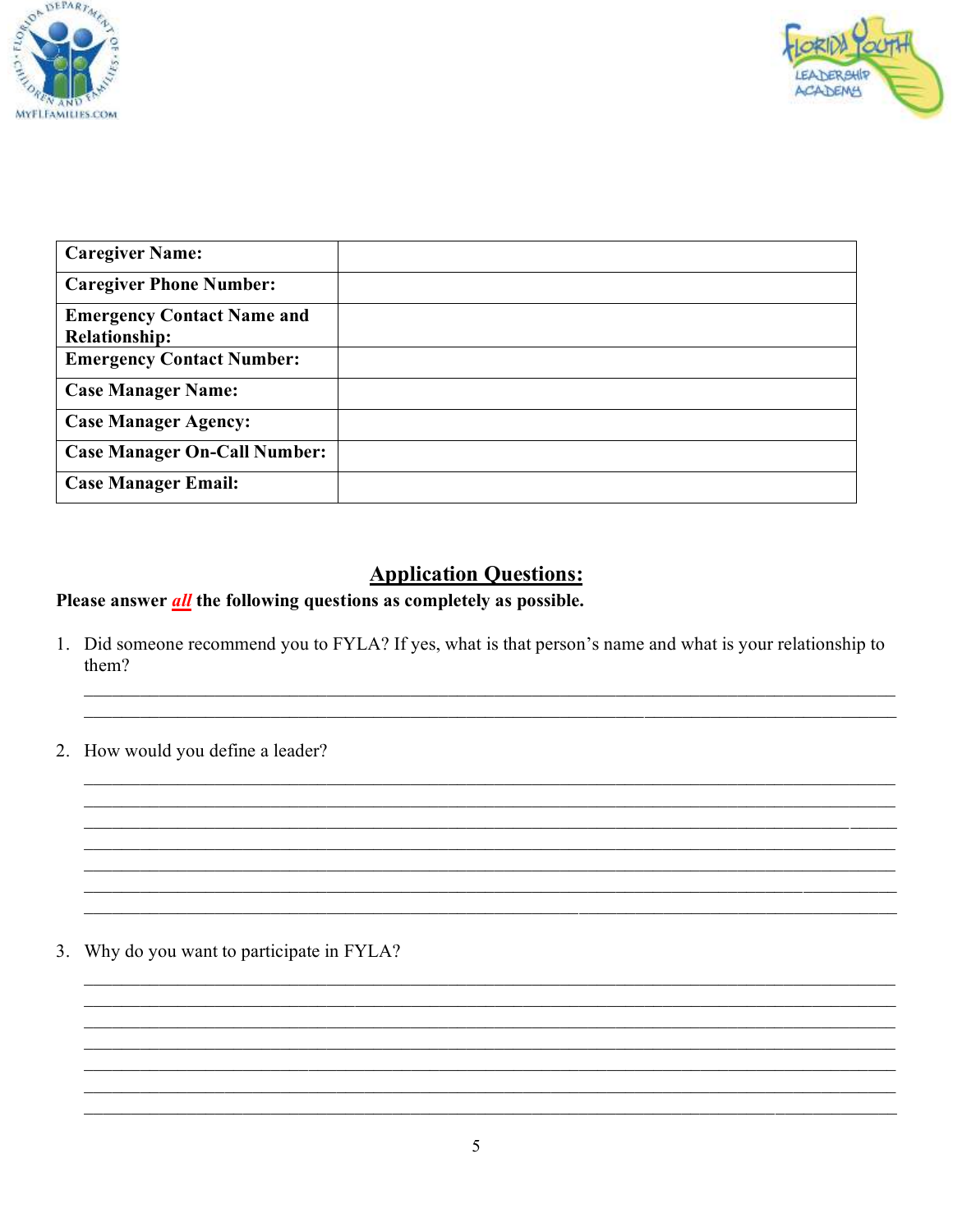| | |
|---|---|
| **Caregiver Name:** | |
| **Caregiver Phone Number:** | |
| **Emergency Contact Name and Relationship:** | |
| **Emergency Contact Number:** | |
| **Case Manager Name:** | |
| **Case Manager Agency:** | |
| **Case Manager On-Call Number:** | |
| **Case Manager Email:** | |

## Application Questions:

**Please answer *all* the following questions as completely as possible.**

1. Did someone recommend you to FYLA? If yes, what is that person's name and what is your relationship to them?

   \_\_\_\_\_\_\_\_\_\_\_\_\_\_\_\_\_\_\_\_\_\_\_\_\_\_\_\_\_\_\_\_\_\_\_\_\_\_\_\_\_\_\_\_\_\_\_\_\_\_\_\_\_\_\_\_\_\_\_\_\_\_\_\_\_\_\_\_\_\_\_\_\_\_\_\_
   \_\_\_\_\_\_\_\_\_\_\_\_\_\_\_\_\_\_\_\_\_\_\_\_\_\_\_\_\_\_\_\_\_\_\_\_\_\_\_\_\_\_\_\_\_\_\_\_\_\_\_\_\_\_\_\_\_\_\_\_\_\_\_\_\_\_\_\_\_\_\_\_\_\_\_\_

2. How would you define a leader?

   \_\_\_\_\_\_\_\_\_\_\_\_\_\_\_\_\_\_\_\_\_\_\_\_\_\_\_\_\_\_\_\_\_\_\_\_\_\_\_\_\_\_\_\_\_\_\_\_\_\_\_\_\_\_\_\_\_\_\_\_\_\_\_\_\_\_\_\_\_\_\_\_\_\_\_\_
   \_\_\_\_\_\_\_\_\_\_\_\_\_\_\_\_\_\_\_\_\_\_\_\_\_\_\_\_\_\_\_\_\_\_\_\_\_\_\_\_\_\_\_\_\_\_\_\_\_\_\_\_\_\_\_\_\_\_\_\_\_\_\_\_\_\_\_\_\_\_\_\_\_\_\_\_
   \_\_\_\_\_\_\_\_\_\_\_\_\_\_\_\_\_\_\_\_\_\_\_\_\_\_\_\_\_\_\_\_\_\_\_\_\_\_\_\_\_\_\_\_\_\_\_\_\_\_\_\_\_\_\_\_\_\_\_\_\_\_\_\_\_\_\_\_\_\_\_\_\_\_\_\_
   \_\_\_\_\_\_\_\_\_\_\_\_\_\_\_\_\_\_\_\_\_\_\_\_\_\_\_\_\_\_\_\_\_\_\_\_\_\_\_\_\_\_\_\_\_\_\_\_\_\_\_\_\_\_\_\_\_\_\_\_\_\_\_\_\_\_\_\_\_\_\_\_\_\_\_\_
   \_\_\_\_\_\_\_\_\_\_\_\_\_\_\_\_\_\_\_\_\_\_\_\_\_\_\_\_\_\_\_\_\_\_\_\_\_\_\_\_\_\_\_\_\_\_\_\_\_\_\_\_\_\_\_\_\_\_\_\_\_\_\_\_\_\_\_\_\_\_\_\_\_\_\_\_
   \_\_\_\_\_\_\_\_\_\_\_\_\_\_\_\_\_\_\_\_\_\_\_\_\_\_\_\_\_\_\_\_\_\_\_\_\_\_\_\_\_\_\_\_\_\_\_\_\_\_\_\_\_\_\_\_\_\_\_\_\_\_\_\_\_\_\_\_\_\_\_\_\_\_\_\_
   \_\_\_\_\_\_\_\_\_\_\_\_\_\_\_\_\_\_\_\_\_\_\_\_\_\_\_\_\_\_\_\_\_\_\_\_\_\_\_\_\_\_\_\_\_\_\_\_\_\_\_\_\_\_\_\_\_\_\_\_\_\_\_\_\_\_\_\_\_\_\_\_\_\_\_\_

3. Why do you want to participate in FYLA?

   \_\_\_\_\_\_\_\_\_\_\_\_\_\_\_\_\_\_\_\_\_\_\_\_\_\_\_\_\_\_\_\_\_\_\_\_\_\_\_\_\_\_\_\_\_\_\_\_\_\_\_\_\_\_\_\_\_\_\_\_\_\_\_\_\_\_\_\_\_\_\_\_\_\_\_\_
   \_\_\_\_\_\_\_\_\_\_\_\_\_\_\_\_\_\_\_\_\_\_\_\_\_\_\_\_\_\_\_\_\_\_\_\_\_\_\_\_\_\_\_\_\_\_\_\_\_\_\_\_\_\_\_\_\_\_\_\_\_\_\_\_\_\_\_\_\_\_\_\_\_\_\_\_
   \_\_\_\_\_\_\_\_\_\_\_\_\_\_\_\_\_\_\_\_\_\_\_\_\_\_\_\_\_\_\_\_\_\_\_\_\_\_\_\_\_\_\_\_\_\_\_\_\_\_\_\_\_\_\_\_\_\_\_\_\_\_\_\_\_\_\_\_\_\_\_\_\_\_\_\_
   \_\_\_\_\_\_\_\_\_\_\_\_\_\_\_\_\_\_\_\_\_\_\_\_\_\_\_\_\_\_\_\_\_\_\_\_\_\_\_\_\_\_\_\_\_\_\_\_\_\_\_\_\_\_\_\_\_\_\_\_\_\_\_\_\_\_\_\_\_\_\_\_\_\_\_\_
   \_\_\_\_\_\_\_\_\_\_\_\_\_\_\_\_\_\_\_\_\_\_\_\_\_\_\_\_\_\_\_\_\_\_\_\_\_\_\_\_\_\_\_\_\_\_\_\_\_\_\_\_\_\_\_\_\_\_\_\_\_\_\_\_\_\_\_\_\_\_\_\_\_\_\_\_
   \_\_\_\_\_\_\_\_\_\_\_\_\_\_\_\_\_\_\_\_\_\_\_\_\_\_\_\_\_\_\_\_\_\_\_\_\_\_\_\_\_\_\_\_\_\_\_\_\_\_\_\_\_\_\_\_\_\_\_\_\_\_\_\_\_\_\_\_\_\_\_\_\_\_\_\_
   \_\_\_\_\_\_\_\_\_\_\_\_\_\_\_\_\_\_\_\_\_\_\_\_\_\_\_\_\_\_\_\_\_\_\_\_\_\_\_\_\_\_\_\_\_\_\_\_\_\_\_\_\_\_\_\_\_\_\_\_\_\_\_\_\_\_\_\_\_\_\_\_\_\_\_\_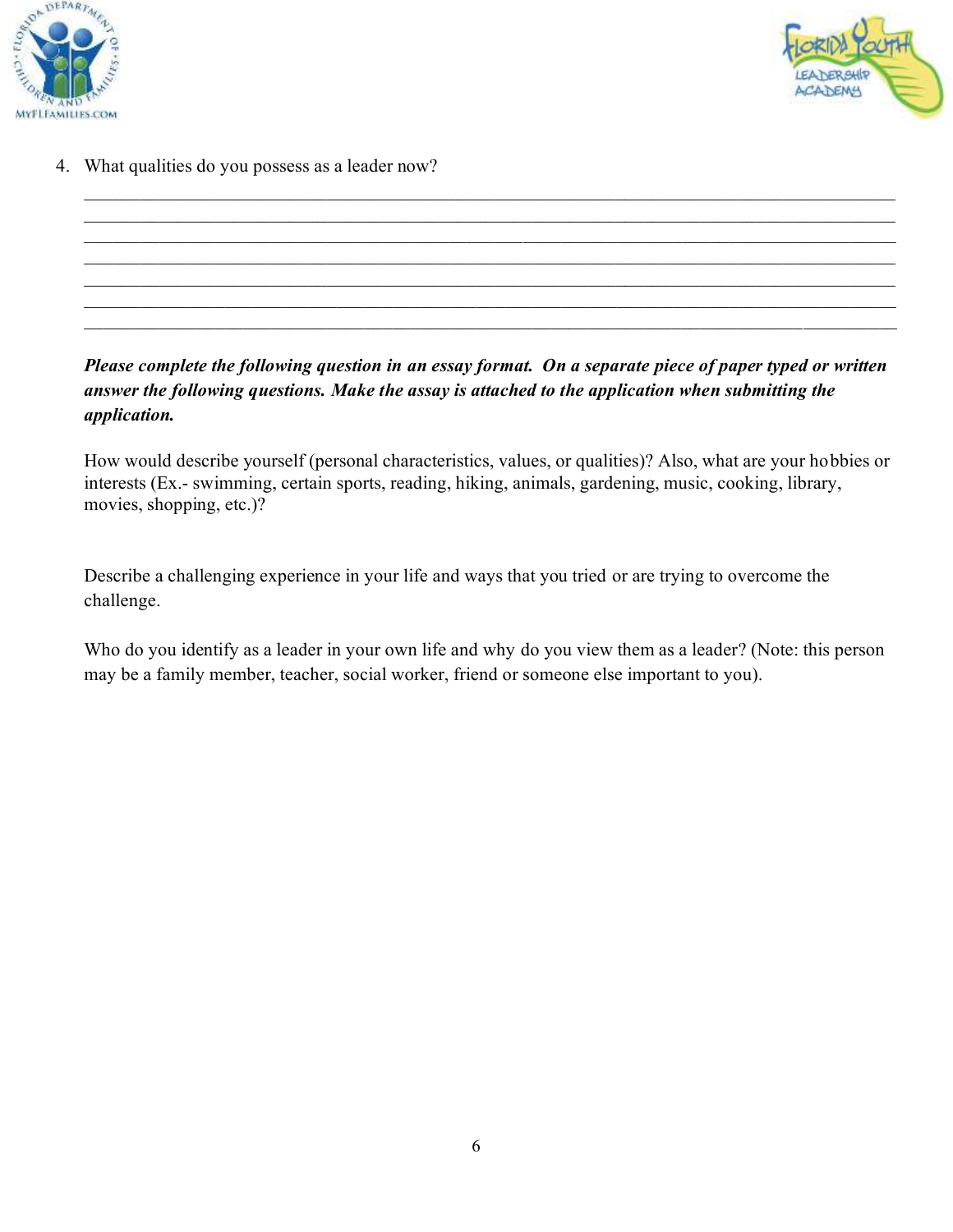4. What qualities do you possess as a leader now?

______________________________________________________________________________________
______________________________________________________________________________________
______________________________________________________________________________________
______________________________________________________________________________________
______________________________________________________________________________________
______________________________________________________________________________________
______________________________________________________________________________________

***Please complete the following question in an essay format. On a separate piece of paper typed or written answer the following questions. Make the assay is attached to the application when submitting the application.***

How would describe yourself (personal characteristics, values, or qualities)? Also, what are your hobbies or interests (Ex.- swimming, certain sports, reading, hiking, animals, gardening, music, cooking, library, movies, shopping, etc.)?

Describe a challenging experience in your life and ways that you tried or are trying to overcome the challenge.

Who do you identify as a leader in your own life and why do you view them as a leader? (Note: this person may be a family member, teacher, social worker, friend or someone else important to you).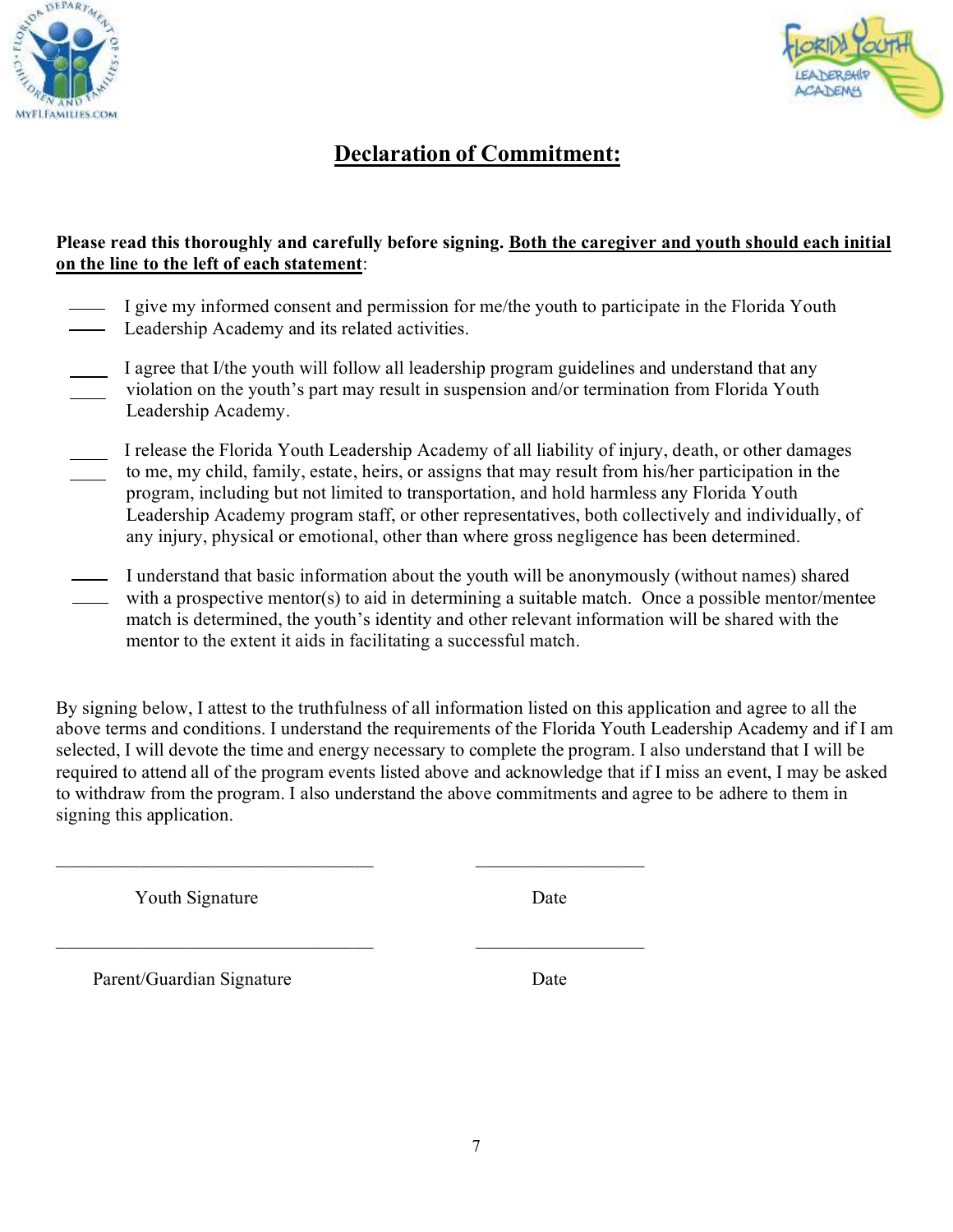# Declaration of Commitment:

**Please read this thoroughly and carefully before signing. <u>Both the caregiver and youth should each initial on the line to the left of each statement</u>**:

\_\_\_\_ \_\_\_\_ I give my informed consent and permission for me/the youth to participate in the Florida Youth Leadership Academy and its related activities.

\_\_\_\_ \_\_\_\_ I agree that I/the youth will follow all leadership program guidelines and understand that any violation on the youth's part may result in suspension and/or termination from Florida Youth Leadership Academy.

\_\_\_\_ \_\_\_\_ I release the Florida Youth Leadership Academy of all liability of injury, death, or other damages to me, my child, family, estate, heirs, or assigns that may result from his/her participation in the program, including but not limited to transportation, and hold harmless any Florida Youth Leadership Academy program staff, or other representatives, both collectively and individually, of any injury, physical or emotional, other than where gross negligence has been determined.

\_\_\_\_ \_\_\_\_ I understand that basic information about the youth will be anonymously (without names) shared with a prospective mentor(s) to aid in determining a suitable match. Once a possible mentor/mentee match is determined, the youth's identity and other relevant information will be shared with the mentor to the extent it aids in facilitating a successful match.

By signing below, I attest to the truthfulness of all information listed on this application and agree to all the above terms and conditions. I understand the requirements of the Florida Youth Leadership Academy and if I am selected, I will devote the time and energy necessary to complete the program. I also understand that I will be required to attend all of the program events listed above and acknowledge that if I miss an event, I may be asked to withdraw from the program. I also understand the above commitments and agree to be adhere to them in signing this application.

\_\_\_\_\_\_\_\_\_\_\_\_\_\_\_\_\_\_\_\_\_\_\_\_\_\_\_\_\_\_\_\_\_\_ \_\_\_\_\_\_\_\_\_\_\_\_\_\_\_\_\_\_

Youth Signature Date

\_\_\_\_\_\_\_\_\_\_\_\_\_\_\_\_\_\_\_\_\_\_\_\_\_\_\_\_\_\_\_\_\_\_ \_\_\_\_\_\_\_\_\_\_\_\_\_\_\_\_\_\_

Parent/Guardian Signature Date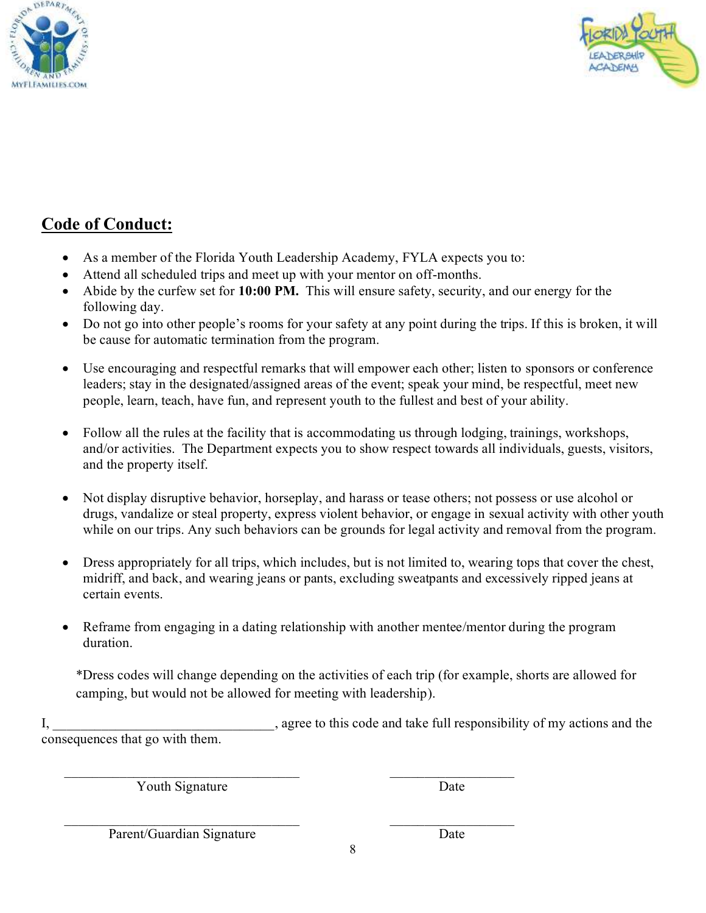## Code of Conduct:

- As a member of the Florida Youth Leadership Academy, FYLA expects you to:
- Attend all scheduled trips and meet up with your mentor on off-months.
- Abide by the curfew set for **10:00 PM.** This will ensure safety, security, and our energy for the following day.
- Do not go into other people's rooms for your safety at any point during the trips. If this is broken, it will be cause for automatic termination from the program.
- Use encouraging and respectful remarks that will empower each other; listen to sponsors or conference leaders; stay in the designated/assigned areas of the event; speak your mind, be respectful, meet new people, learn, teach, have fun, and represent youth to the fullest and best of your ability.
- Follow all the rules at the facility that is accommodating us through lodging, trainings, workshops, and/or activities. The Department expects you to show respect towards all individuals, guests, visitors, and the property itself.
- Not display disruptive behavior, horseplay, and harass or tease others; not possess or use alcohol or drugs, vandalize or steal property, express violent behavior, or engage in sexual activity with other youth while on our trips. Any such behaviors can be grounds for legal activity and removal from the program.
- Dress appropriately for all trips, which includes, but is not limited to, wearing tops that cover the chest, midriff, and back, and wearing jeans or pants, excluding sweatpants and excessively ripped jeans at certain events.
- Reframe from engaging in a dating relationship with another mentee/mentor during the program duration.

*Dress codes will change depending on the activities of each trip (for example, shorts are allowed for camping, but would not be allowed for meeting with leadership).

I, ________________________________, agree to this code and take full responsibility of my actions and the consequences that go with them.

___________________________________ Youth Signature &nbsp;&nbsp;&nbsp;&nbsp; ___________________ Date

___________________________________ Parent/Guardian Signature &nbsp;&nbsp;&nbsp;&nbsp; ___________________ Date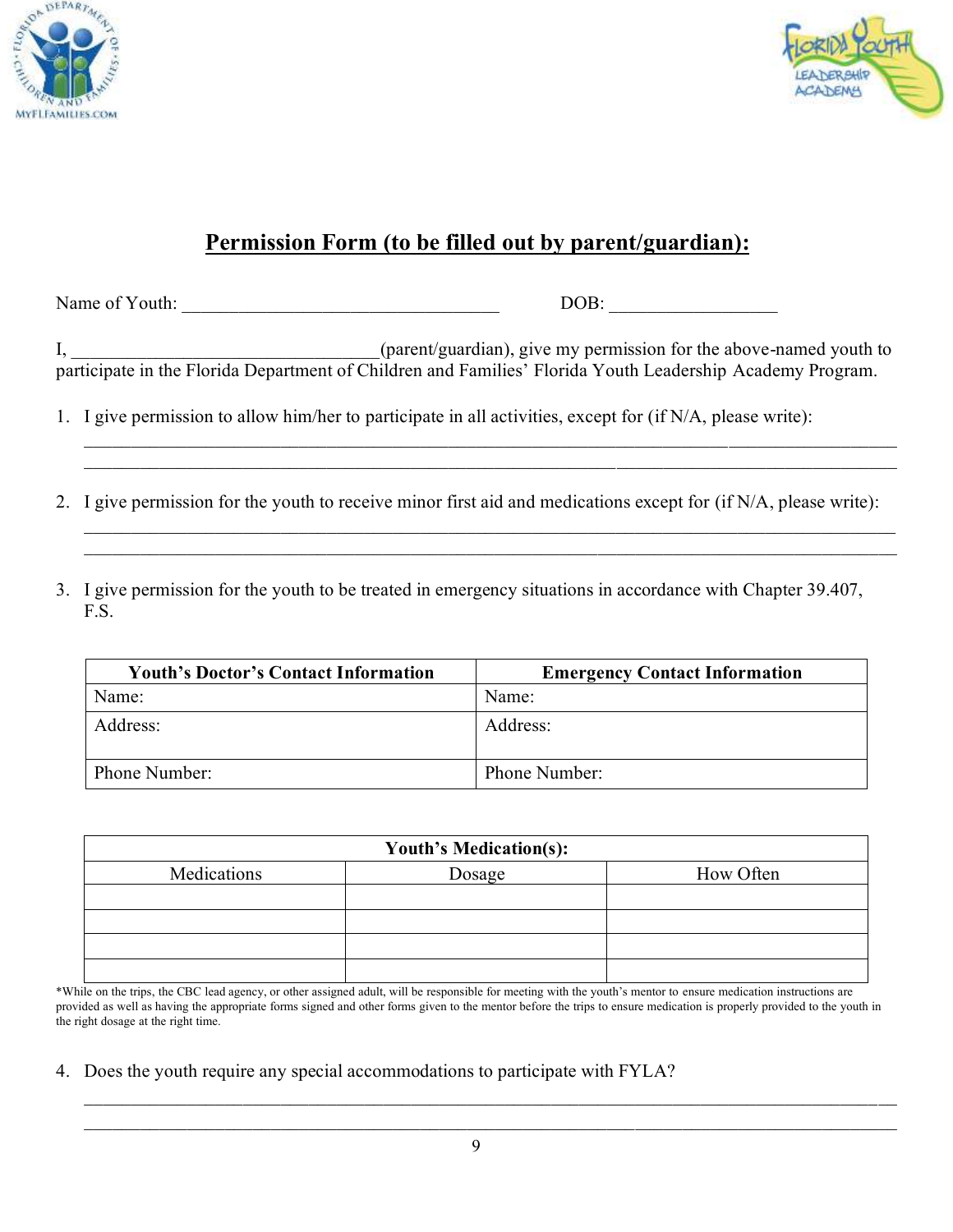## Permission Form (to be filled out by parent/guardian):

Name of Youth: ___________________________________ DOB: __________________

I, _________________________________(parent/guardian), give my permission for the above-named youth to participate in the Florida Department of Children and Families' Florida Youth Leadership Academy Program.

1. I give permission to allow him/her to participate in all activities, except for (if N/A, please write):
   ______________________________________________________________________________________
   ______________________________________________________________________________________

2. I give permission for the youth to receive minor first aid and medications except for (if N/A, please write):
   ______________________________________________________________________________________
   ______________________________________________________________________________________

3. I give permission for the youth to be treated in emergency situations in accordance with Chapter 39.407, F.S.

| Youth's Doctor's Contact Information | Emergency Contact Information |
|---|---|
| Name: | Name: |
| Address: | Address: |
| Phone Number: | Phone Number: |

| Youth's Medication(s): | | |
|---|---|---|
| Medications | Dosage | How Often |
| | | |
| | | |
| | | |
| | | |

*While on the trips, the CBC lead agency, or other assigned adult, will be responsible for meeting with the youth's mentor to ensure medication instructions are provided as well as having the appropriate forms signed and other forms given to the mentor before the trips to ensure medication is properly provided to the youth in the right dosage at the right time.

4. Does the youth require any special accommodations to participate with FYLA?
   ______________________________________________________________________________________
   ______________________________________________________________________________________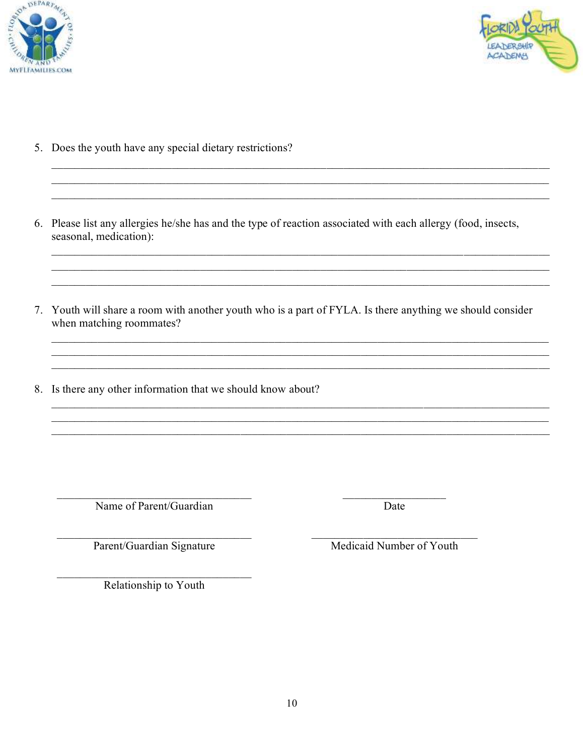5. Does the youth have any special dietary restrictions?

_______________________________________________________________________________
_______________________________________________________________________________
_______________________________________________________________________________

6. Please list any allergies he/she has and the type of reaction associated with each allergy (food, insects, seasonal, medication):

_______________________________________________________________________________
_______________________________________________________________________________
_______________________________________________________________________________

7. Youth will share a room with another youth who is a part of FYLA. Is there anything we should consider when matching roommates?

_______________________________________________________________________________
_______________________________________________________________________________
_______________________________________________________________________________

8. Is there any other information that we should know about?

_______________________________________________________________________________
_______________________________________________________________________________
_______________________________________________________________________________

___________________________________
Name of Parent/Guardian

___________________
Date

___________________________________
Parent/Guardian Signature

______________________________
Medicaid Number of Youth

___________________________________
Relationship to Youth